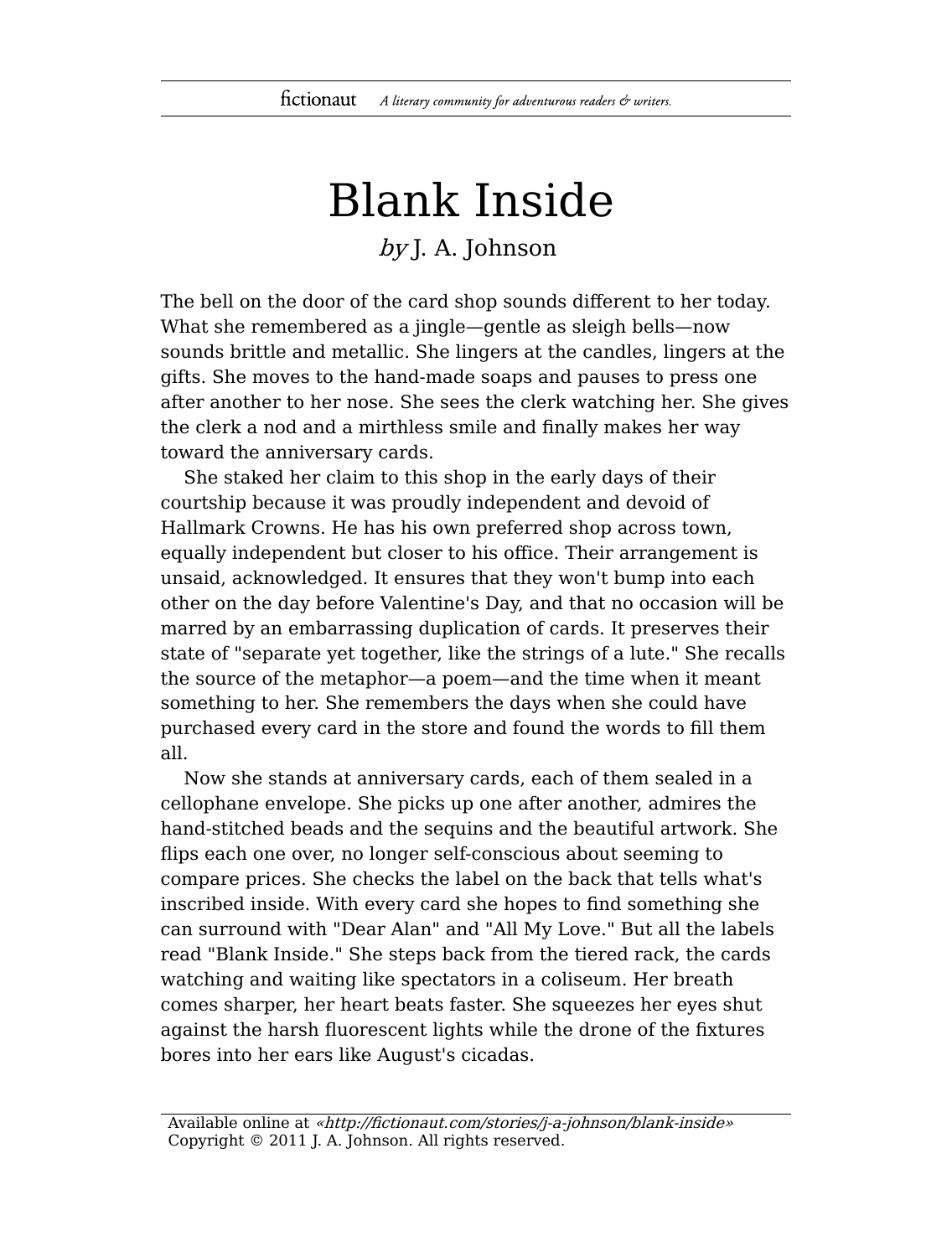# Blank Inside

*by* J. A. Johnson

The bell on the door of the card shop sounds different to her today. What she remembered as a jingle—gentle as sleigh bells—now sounds brittle and metallic. She lingers at the candles, lingers at the gifts. She moves to the hand-made soaps and pauses to press one after another to her nose. She sees the clerk watching her. She gives the clerk a nod and a mirthless smile and finally makes her way toward the anniversary cards.

She staked her claim to this shop in the early days of their courtship because it was proudly independent and devoid of Hallmark Crowns. He has his own preferred shop across town, equally independent but closer to his office. Their arrangement is unsaid, acknowledged. It ensures that they won't bump into each other on the day before Valentine's Day, and that no occasion will be marred by an embarrassing duplication of cards. It preserves their state of "separate yet together, like the strings of a lute." She recalls the source of the metaphor—a poem—and the time when it meant something to her. She remembers the days when she could have purchased every card in the store and found the words to fill them all.

Now she stands at anniversary cards, each of them sealed in a cellophane envelope. She picks up one after another, admires the hand-stitched beads and the sequins and the beautiful artwork. She flips each one over, no longer self-conscious about seeming to compare prices. She checks the label on the back that tells what's inscribed inside. With every card she hopes to find something she can surround with "Dear Alan" and "All My Love." But all the labels read "Blank Inside." She steps back from the tiered rack, the cards watching and waiting like spectators in a coliseum. Her breath comes sharper, her heart beats faster. She squeezes her eyes shut against the harsh fluorescent lights while the drone of the fixtures bores into her ears like August's cicadas.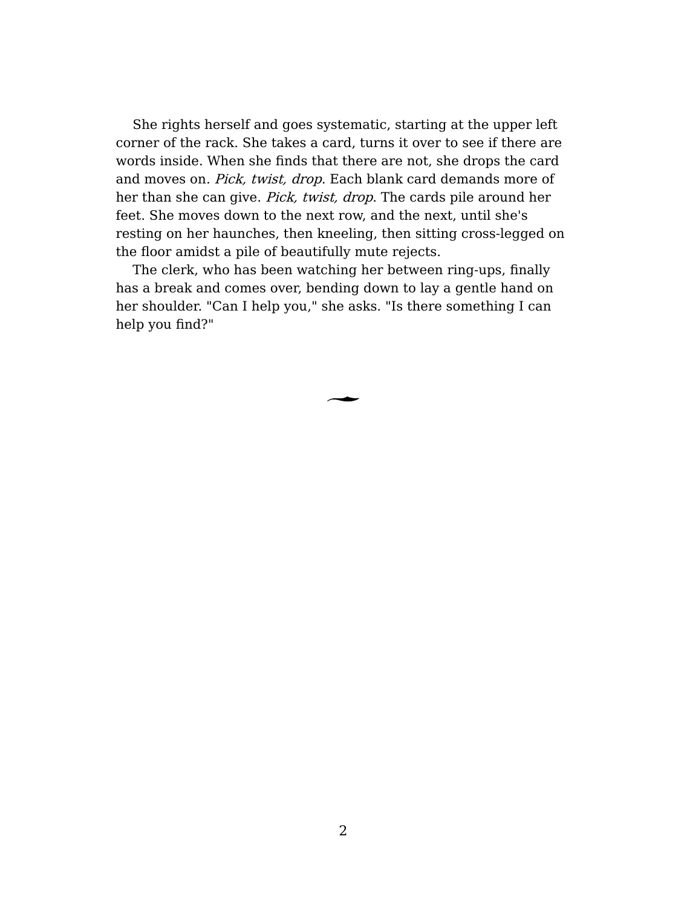She rights herself and goes systematic, starting at the upper left corner of the rack. She takes a card, turns it over to see if there are words inside. When she finds that there are not, she drops the card and moves on*. Pick, twist, drop*. Each blank card demands more of her than she can give. *Pick, twist, drop*. The cards pile around her feet. She moves down to the next row, and the next, until she's resting on her haunches, then kneeling, then sitting cross-legged on the floor amidst a pile of beautifully mute rejects.

The clerk, who has been watching her between ring-ups, finally has a break and comes over, bending down to lay a gentle hand on her shoulder. "Can I help you," she asks. "Is there something I can help you find?"